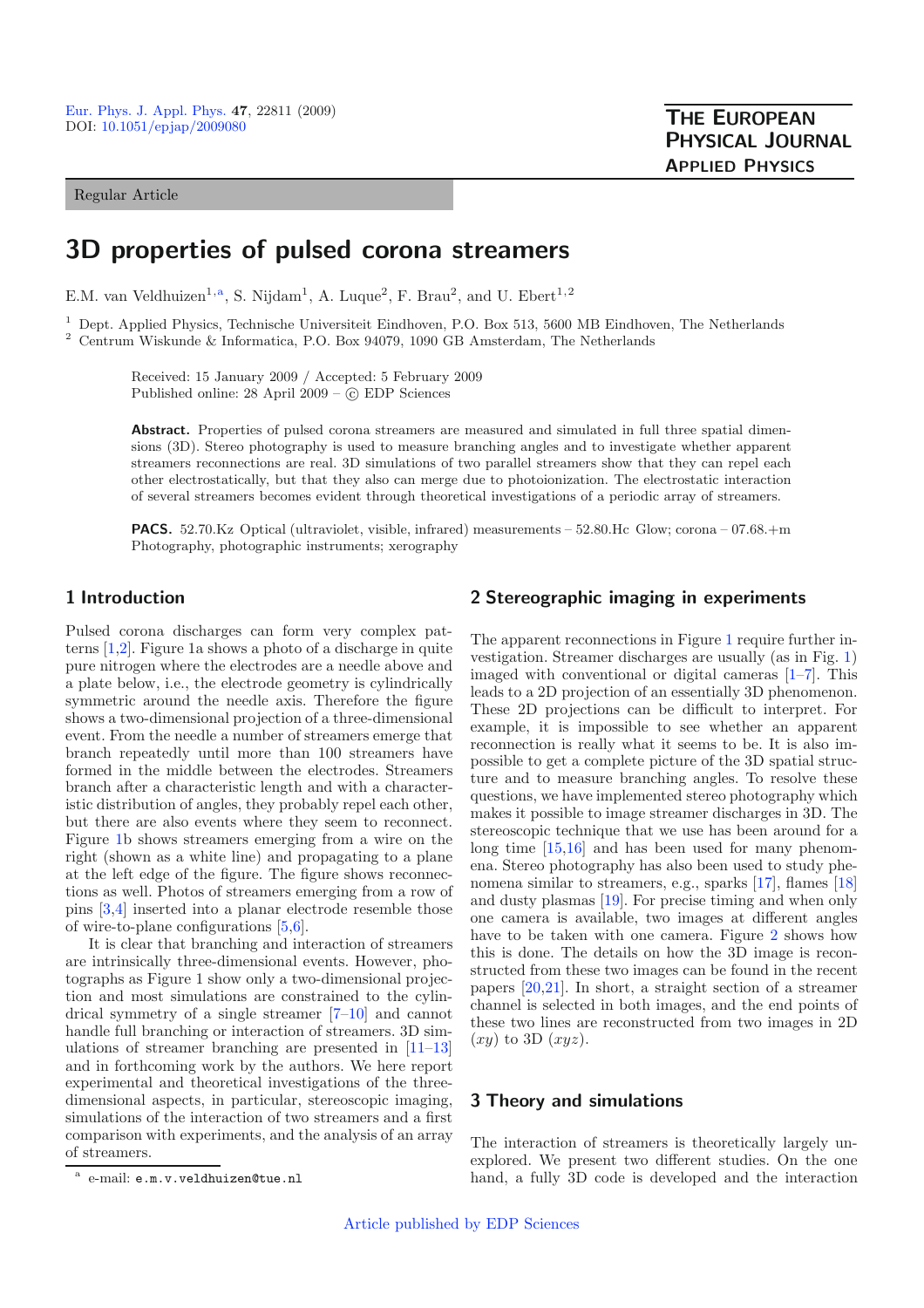Regular Article

# 3D properties of pulsed corona streamers

E.M. van Veldhuizen[1,a], S. Nijdam[1], A. Luque[2], F. Brau[2], and U. Ebert[1,2]

[1] Dept. Applied Physics, Technische Universiteit Eindhoven, P.O. Box 513, 5600 MB Eindhoven, The Netherlands
[2] Centrum Wiskunde & Informatica, P.O. Box 94079, 1090 GB Amsterdam, The Netherlands

Received: 15 January 2009 / Accepted: 5 February 2009
Published online: 28 April 2009 – © EDP Sciences

**Abstract.** Properties of pulsed corona streamers are measured and simulated in full three spatial dimensions (3D). Stereo photography is used to measure branching angles and to investigate whether apparent streamers reconnections are real. 3D simulations of two parallel streamers show that they can repel each other electrostatically, but that they also can merge due to photoionization. The electrostatic interaction of several streamers becomes evident through theoretical investigations of a periodic array of streamers.

**PACS.** 52.70.Kz Optical (ultraviolet, visible, infrared) measurements – 52.80.Hc Glow; corona – 07.68.+m Photography, photographic instruments; xerography

## 1 Introduction

Pulsed corona discharges can form very complex patterns [1,2]. Figure 1a shows a photo of a discharge in quite pure nitrogen where the electrodes are a needle above and a plate below, i.e., the electrode geometry is cylindrically symmetric around the needle axis. Therefore the figure shows a two-dimensional projection of a three-dimensional event. From the needle a number of streamers emerge that branch repeatedly until more than 100 streamers have formed in the middle between the electrodes. Streamers branch after a characteristic length and with a characteristic distribution of angles, they probably repel each other, but there are also events where they seem to reconnect. Figure 1b shows streamers emerging from a wire on the right (shown as a white line) and propagating to a plane at the left edge of the figure. The figure shows reconnections as well. Photos of streamers emerging from a row of pins [3,4] inserted into a planar electrode resemble those of wire-to-plane configurations [5,6].

It is clear that branching and interaction of streamers are intrinsically three-dimensional events. However, photographs as Figure 1 show only a two-dimensional projection and most simulations are constrained to the cylindrical symmetry of a single streamer [7–10] and cannot handle full branching or interaction of streamers. 3D simulations of streamer branching are presented in [11–13] and in forthcoming work by the authors. We here report experimental and theoretical investigations of the three-dimensional aspects, in particular, stereoscopic imaging, simulations of the interaction of two streamers and a first comparison with experiments, and the analysis of an array of streamers.

[a] e-mail: e.m.v.veldhuizen@tue.nl

## 2 Stereographic imaging in experiments

The apparent reconnections in Figure 1 require further investigation. Streamer discharges are usually (as in Fig. 1) imaged with conventional or digital cameras [1–7]. This leads to a 2D projection of an essentially 3D phenomenon. These 2D projections can be difficult to interpret. For example, it is impossible to see whether an apparent reconnection is really what it seems to be. It is also impossible to get a complete picture of the 3D spatial structure and to measure branching angles. To resolve these questions, we have implemented stereo photography which makes it possible to image streamer discharges in 3D. The stereoscopic technique that we use has been around for a long time [15,16] and has been used for many phenomena. Stereo photography has also been used to study phenomena similar to streamers, e.g., sparks [17], flames [18] and dusty plasmas [19]. For precise timing and when only one camera is available, two images at different angles have to be taken with one camera. Figure 2 shows how this is done. The details on how the 3D image is reconstructed from these two images can be found in the recent papers [20,21]. In short, a straight section of a streamer channel is selected in both images, and the end points of these two lines are reconstructed from two images in 2D $(xy)$ to 3D $(xyz)$.

## 3 Theory and simulations

The interaction of streamers is theoretically largely unexplored. We present two different studies. On the one hand, a fully 3D code is developed and the interaction

Article published by EDP Sciences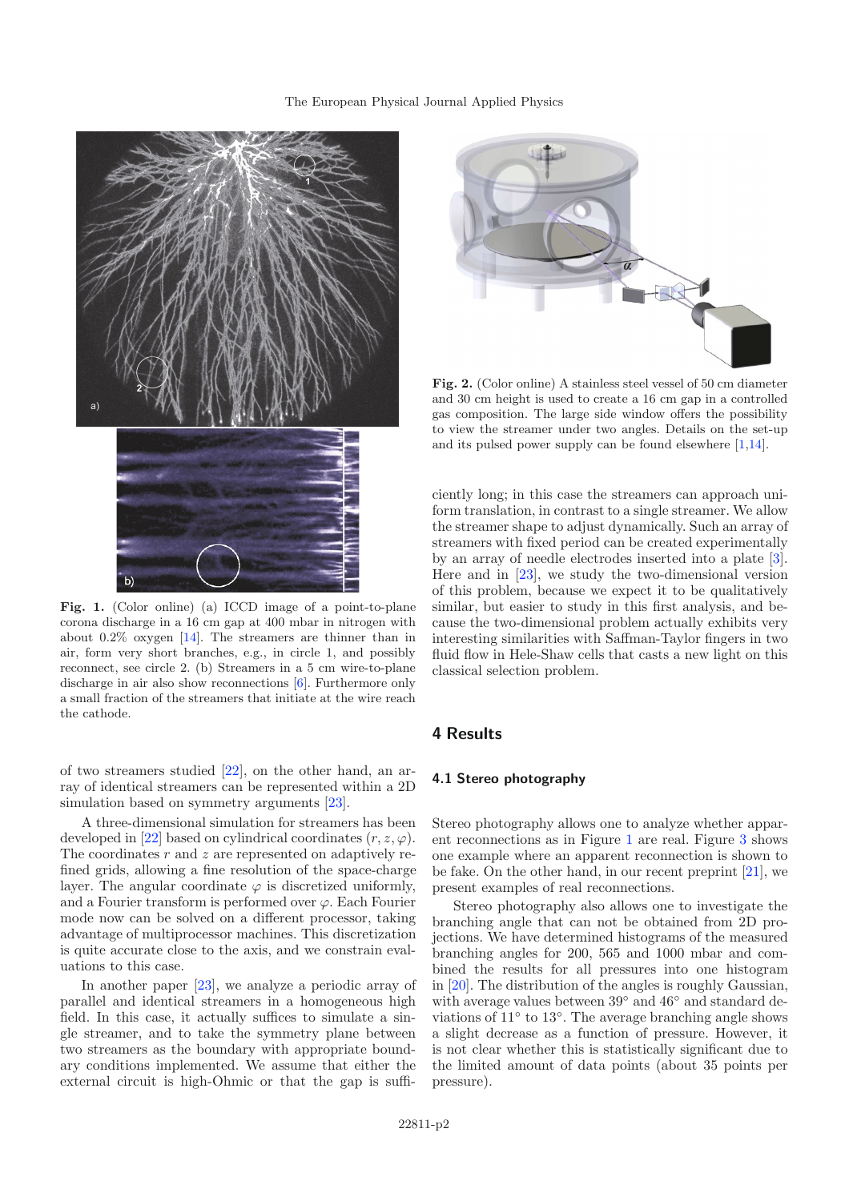Fig. 1. (Color online) (a) ICCD image of a point-to-plane corona discharge in a 16 cm gap at 400 mbar in nitrogen with about 0.2% oxygen [14]. The streamers are thinner than in air, form very short branches, e.g., in circle 1, and possibly reconnect, see circle 2. (b) Streamers in a 5 cm wire-to-plane discharge in air also show reconnections [6]. Furthermore only a small fraction of the streamers that initiate at the wire reach the cathode.

Fig. 2. (Color online) A stainless steel vessel of 50 cm diameter and 30 cm height is used to create a 16 cm gap in a controlled gas composition. The large side window offers the possibility to view the streamer under two angles. Details on the set-up and its pulsed power supply can be found elsewhere [1,14].

of two streamers studied [22], on the other hand, an array of identical streamers can be represented within a 2D simulation based on symmetry arguments [23].

A three-dimensional simulation for streamers has been developed in [22] based on cylindrical coordinates $(r, z, \varphi)$. The coordinates $r$ and $z$ are represented on adaptively refined grids, allowing a fine resolution of the space-charge layer. The angular coordinate $\varphi$ is discretized uniformly, and a Fourier transform is performed over $\varphi$. Each Fourier mode now can be solved on a different processor, taking advantage of multiprocessor machines. This discretization is quite accurate close to the axis, and we constrain evaluations to this case.

In another paper [23], we analyze a periodic array of parallel and identical streamers in a homogeneous high field. In this case, it actually suffices to simulate a single streamer, and to take the symmetry plane between two streamers as the boundary with appropriate boundary conditions implemented. We assume that either the external circuit is high-Ohmic or that the gap is sufficiently long; in this case the streamers can approach uniform translation, in contrast to a single streamer. We allow the streamer shape to adjust dynamically. Such an array of streamers with fixed period can be created experimentally by an array of needle electrodes inserted into a plate [3]. Here and in [23], we study the two-dimensional version of this problem, because we expect it to be qualitatively similar, but easier to study in this first analysis, and because the two-dimensional problem actually exhibits very interesting similarities with Saffman-Taylor fingers in two fluid flow in Hele-Shaw cells that casts a new light on this classical selection problem.

## 4 Results

### 4.1 Stereo photography

Stereo photography allows one to analyze whether apparent reconnections as in Figure 1 are real. Figure 3 shows one example where an apparent reconnection is shown to be fake. On the other hand, in our recent preprint [21], we present examples of real reconnections.

Stereo photography also allows one to investigate the branching angle that can not be obtained from 2D projections. We have determined histograms of the measured branching angles for 200, 565 and 1000 mbar and combined the results for all pressures into one histogram in [20]. The distribution of the angles is roughly Gaussian, with average values between 39° and 46° and standard deviations of 11° to 13°. The average branching angle shows a slight decrease as a function of pressure. However, it is not clear whether this is statistically significant due to the limited amount of data points (about 35 points per pressure).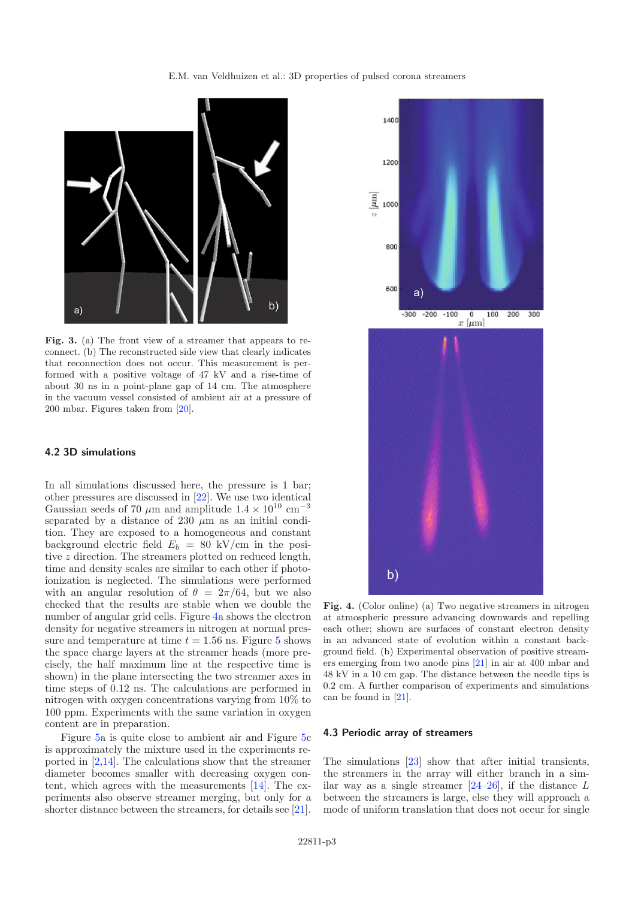**Fig. 3.** (a) The front view of a streamer that appears to reconnect. (b) The reconstructed side view that clearly indicates that reconnection does not occur. This measurement is performed with a positive voltage of 47 kV and a rise-time of about 30 ns in a point-plane gap of 14 cm. The atmosphere in the vacuum vessel consisted of ambient air at a pressure of 200 mbar. Figures taken from [20].

### 4.2 3D simulations

In all simulations discussed here, the pressure is 1 bar; other pressures are discussed in [22]. We use two identical Gaussian seeds of 70 $\mu$m and amplitude $1.4 \times 10^{10}$ cm$^{-3}$ separated by a distance of 230 $\mu$m as an initial condition. They are exposed to a homogeneous and constant background electric field $E_b$ = 80 kV/cm in the positive $z$ direction. The streamers plotted on reduced length, time and density scales are similar to each other if photoionization is neglected. The simulations were performed with an angular resolution of $\theta = 2\pi/64$, but we also checked that the results are stable when we double the number of angular grid cells. Figure 4a shows the electron density for negative streamers in nitrogen at normal pressure and temperature at time $t = 1.56$ ns. Figure 5 shows the space charge layers at the streamer heads (more precisely, the half maximum line at the respective time is shown) in the plane intersecting the two streamer axes in time steps of 0.12 ns. The calculations are performed in nitrogen with oxygen concentrations varying from 10% to 100 ppm. Experiments with the same variation in oxygen content are in preparation.

Figure 5a is quite close to ambient air and Figure 5c is approximately the mixture used in the experiments reported in [2,14]. The calculations show that the streamer diameter becomes smaller with decreasing oxygen content, which agrees with the measurements [14]. The experiments also observe streamer merging, but only for a shorter distance between the streamers, for details see [21].

**Fig. 4.** (Color online) (a) Two negative streamers in nitrogen at atmospheric pressure advancing downwards and repelling each other; shown are surfaces of constant electron density in an advanced state of evolution within a constant background field. (b) Experimental observation of positive streamers emerging from two anode pins [21] in air at 400 mbar and 48 kV in a 10 cm gap. The distance between the needle tips is 0.2 cm. A further comparison of experiments and simulations can be found in [21].

### 4.3 Periodic array of streamers

The simulations [23] show that after initial transients, the streamers in the array will either branch in a similar way as a single streamer [24–26], if the distance $L$ between the streamers is large, else they will approach a mode of uniform translation that does not occur for single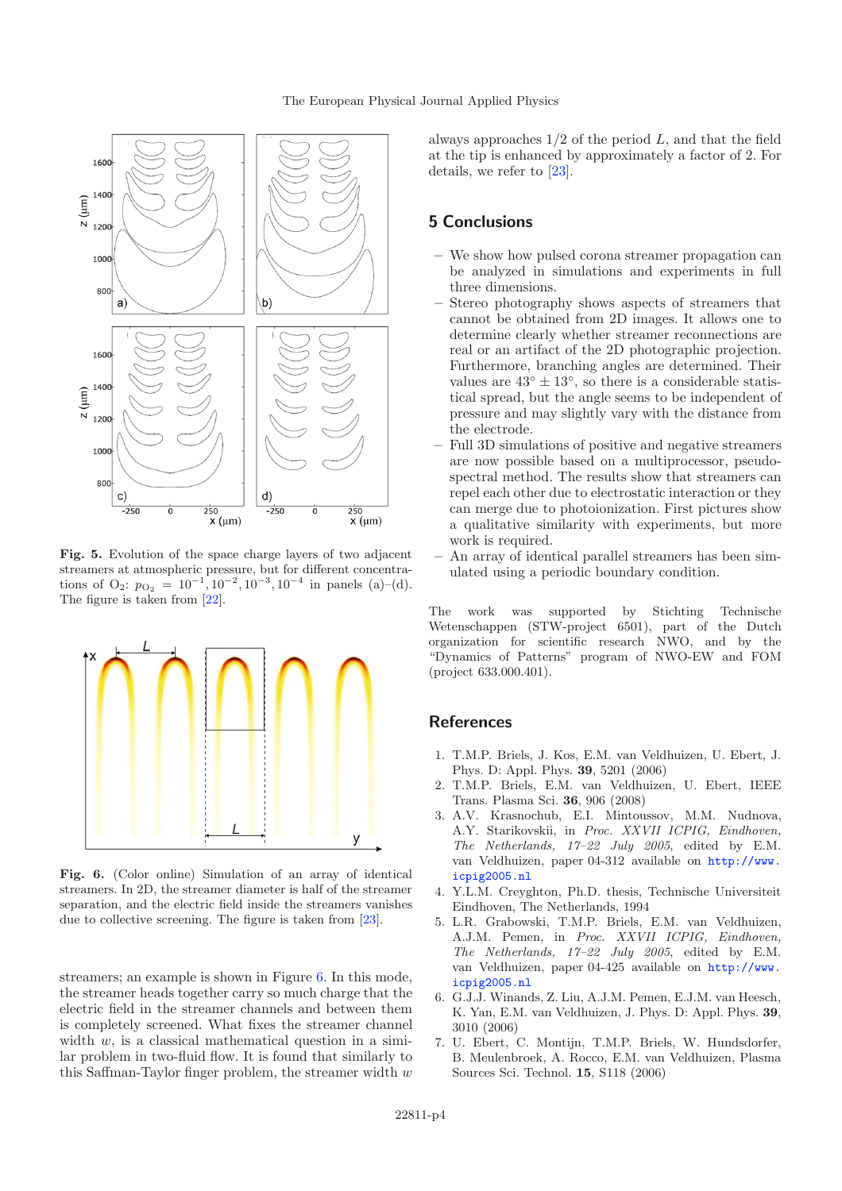**Fig. 5.** Evolution of the space charge layers of two adjacent streamers at atmospheric pressure, but for different concentrations of $O_2$: $p_{O_2} = 10^{-1}, 10^{-2}, 10^{-3}, 10^{-4}$ in panels (a)–(d). The figure is taken from [22].

**Fig. 6.** (Color online) Simulation of an array of identical streamers. In 2D, the streamer diameter is half of the streamer separation, and the electric field inside the streamers vanishes due to collective screening. The figure is taken from [23].

streamers; an example is shown in Figure 6. In this mode, the streamer heads together carry so much charge that the electric field in the streamer channels and between them is completely screened. What fixes the streamer channel width $w$, is a classical mathematical question in a similar problem in two-fluid flow. It is found that similarly to this Saffman-Taylor finger problem, the streamer width $w$ always approaches 1/2 of the period $L$, and that the field at the tip is enhanced by approximately a factor of 2. For details, we refer to [23].

## 5 Conclusions

- We show how pulsed corona streamer propagation can be analyzed in simulations and experiments in full three dimensions.
- Stereo photography shows aspects of streamers that cannot be obtained from 2D images. It allows one to determine clearly whether streamer reconnections are real or an artifact of the 2D photographic projection. Furthermore, branching angles are determined. Their values are $43° \pm 13°$, so there is a considerable statistical spread, but the angle seems to be independent of pressure and may slightly vary with the distance from the electrode.
- Full 3D simulations of positive and negative streamers are now possible based on a multiprocessor, pseudo-spectral method. The results show that streamers can repel each other due to electrostatic interaction or they can merge due to photoionization. First pictures show a qualitative similarity with experiments, but more work is required.
- An array of identical parallel streamers has been simulated using a periodic boundary condition.

The work was supported by Stichting Technische Wetenschappen (STW-project 6501), part of the Dutch organization for scientific research NWO, and by the "Dynamics of Patterns" program of NWO-EW and FOM (project 633.000.401).

## References

1. T.M.P. Briels, J. Kos, E.M. van Veldhuizen, U. Ebert, J. Phys. D: Appl. Phys. **39**, 5201 (2006)
2. T.M.P. Briels, E.M. van Veldhuizen, U. Ebert, IEEE Trans. Plasma Sci. **36**, 906 (2008)
3. A.V. Krasnochub, E.I. Mintoussov, M.M. Nudnova, A.Y. Starikovskii, in *Proc. XXVII ICPIG, Eindhoven, The Netherlands, 17–22 July 2005*, edited by E.M. van Veldhuizen, paper 04-312 available on http://www.icpig2005.nl
4. Y.L.M. Creyghton, Ph.D. thesis, Technische Universiteit Eindhoven, The Netherlands, 1994
5. L.R. Grabowski, T.M.P. Briels, E.M. van Veldhuizen, A.J.M. Pemen, in *Proc. XXVII ICPIG, Eindhoven, The Netherlands, 17–22 July 2005*, edited by E.M. van Veldhuizen, paper 04-425 available on http://www.icpig2005.nl
6. G.J.J. Winands, Z. Liu, A.J.M. Pemen, E.J.M. van Heesch, K. Yan, E.M. van Veldhuizen, J. Phys. D: Appl. Phys. **39**, 3010 (2006)
7. U. Ebert, C. Montijn, T.M.P. Briels, W. Hundsdorfer, B. Meulenbroek, A. Rocco, E.M. van Veldhuizen, Plasma Sources Sci. Technol. **15**, S118 (2006)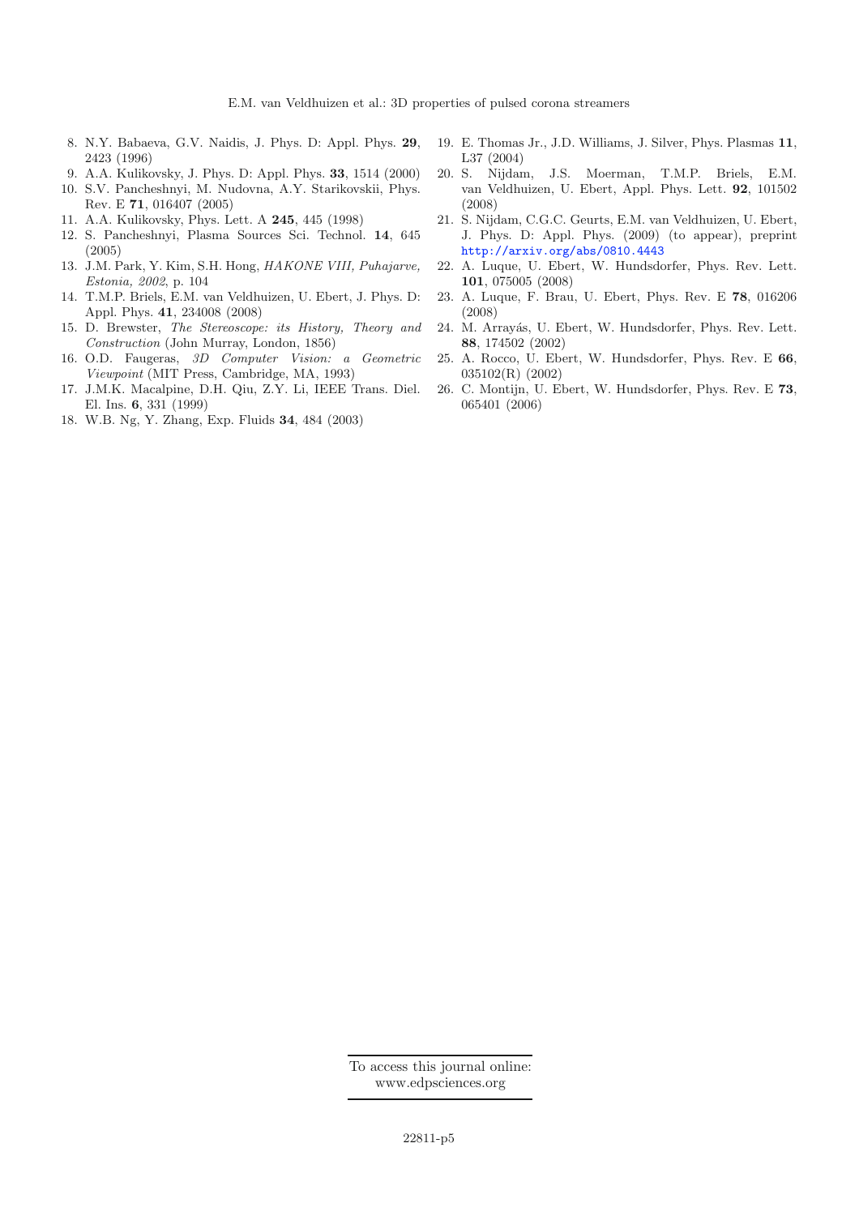8. N.Y. Babaeva, G.V. Naidis, J. Phys. D: Appl. Phys. **29**, 2423 (1996)
9. A.A. Kulikovsky, J. Phys. D: Appl. Phys. **33**, 1514 (2000)
10. S.V. Pancheshnyi, M. Nudovna, A.Y. Starikovskii, Phys. Rev. E **71**, 016407 (2005)
11. A.A. Kulikovsky, Phys. Lett. A **245**, 445 (1998)
12. S. Pancheshnyi, Plasma Sources Sci. Technol. **14**, 645 (2005)
13. J.M. Park, Y. Kim, S.H. Hong, *HAKONE VIII, Puhajarve, Estonia, 2002*, p. 104
14. T.M.P. Briels, E.M. van Veldhuizen, U. Ebert, J. Phys. D: Appl. Phys. **41**, 234008 (2008)
15. D. Brewster, *The Stereoscope: its History, Theory and Construction* (John Murray, London, 1856)
16. O.D. Faugeras, *3D Computer Vision: a Geometric Viewpoint* (MIT Press, Cambridge, MA, 1993)
17. J.M.K. Macalpine, D.H. Qiu, Z.Y. Li, IEEE Trans. Diel. El. Ins. **6**, 331 (1999)
18. W.B. Ng, Y. Zhang, Exp. Fluids **34**, 484 (2003)
19. E. Thomas Jr., J.D. Williams, J. Silver, Phys. Plasmas **11**, L37 (2004)
20. S. Nijdam, J.S. Moerman, T.M.P. Briels, E.M. van Veldhuizen, U. Ebert, Appl. Phys. Lett. **92**, 101502 (2008)
21. S. Nijdam, C.G.C. Geurts, E.M. van Veldhuizen, U. Ebert, J. Phys. D: Appl. Phys. (2009) (to appear), preprint http://arxiv.org/abs/0810.4443
22. A. Luque, U. Ebert, W. Hundsdorfer, Phys. Rev. Lett. **101**, 075005 (2008)
23. A. Luque, F. Brau, U. Ebert, Phys. Rev. E **78**, 016206 (2008)
24. M. Arrayás, U. Ebert, W. Hundsdorfer, Phys. Rev. Lett. **88**, 174502 (2002)
25. A. Rocco, U. Ebert, W. Hundsdorfer, Phys. Rev. E **66**, 035102(R) (2002)
26. C. Montijn, U. Ebert, W. Hundsdorfer, Phys. Rev. E **73**, 065401 (2006)

To access this journal online:
www.edpsciences.org